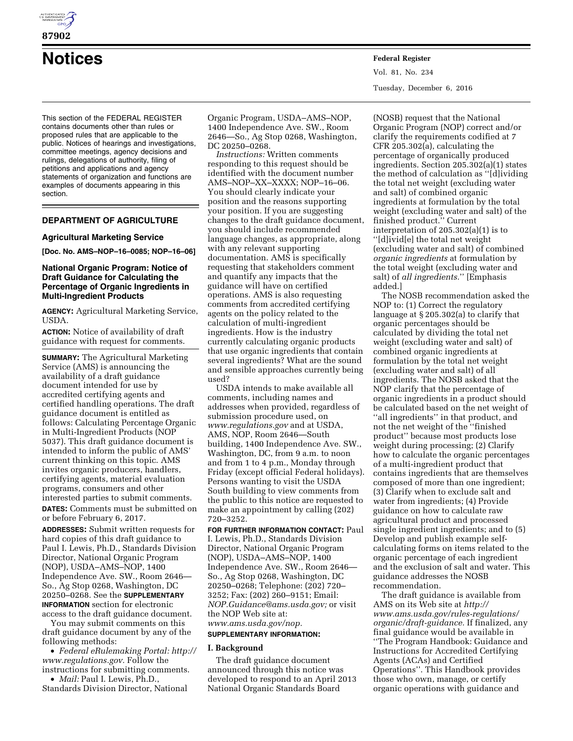# Notices

This section of the FEDERAL REGISTER contains documents other than rules or proposed rules that are applicable to the public. Notices of hearings and investigations, committee meetings, agency decisions and rulings, delegations of authority, filing of petitions and applications and agency statements of organization and functions are examples of documents appearing in this section.

## DEPARTMENT OF AGRICULTURE

### Agricultural Marketing Service

**[Doc. No. AMS–NOP–16–0085; NOP–16–06]**

### National Organic Program: Notice of Draft Guidance for Calculating the Percentage of Organic Ingredients in Multi-Ingredient Products

**AGENCY:** Agricultural Marketing Service, USDA.

**ACTION:** Notice of availability of draft guidance with request for comments.

**SUMMARY:** The Agricultural Marketing Service (AMS) is announcing the availability of a draft guidance document intended for use by accredited certifying agents and certified handling operations. The draft guidance document is entitled as follows: Calculating Percentage Organic in Multi-Ingredient Products (NOP 5037). This draft guidance document is intended to inform the public of AMS' current thinking on this topic. AMS invites organic producers, handlers, certifying agents, material evaluation programs, consumers and other interested parties to submit comments.

**DATES:** Comments must be submitted on or before February 6, 2017.

**ADDRESSES:** Submit written requests for hard copies of this draft guidance to Paul I. Lewis, Ph.D., Standards Division Director, National Organic Program (NOP), USDA–AMS–NOP, 1400 Independence Ave. SW., Room 2646—So., Ag Stop 0268, Washington, DC 20250–0268. See the **SUPPLEMENTARY INFORMATION** section for electronic access to the draft guidance document.

You may submit comments on this draft guidance document by any of the following methods:

- *Federal eRulemaking Portal: http://www.regulations.gov.* Follow the instructions for submitting comments.
- *Mail:* Paul I. Lewis, Ph.D., Standards Division Director, National Organic Program, USDA–AMS–NOP, 1400 Independence Ave. SW., Room 2646—So., Ag Stop 0268, Washington, DC 20250–0268.

*Instructions:* Written comments responding to this request should be identified with the document number AMS–NOP–XX–XXXX; NOP–16–06. You should clearly indicate your position and the reasons supporting your position. If you are suggesting changes to the draft guidance document, you should include recommended language changes, as appropriate, along with any relevant supporting documentation. AMS is specifically requesting that stakeholders comment and quantify any impacts that the guidance will have on certified operations. AMS is also requesting comments from accredited certifying agents on the policy related to the calculation of multi-ingredient ingredients. How is the industry currently calculating organic products that use organic ingredients that contain several ingredients? What are the sound and sensible approaches currently being used?

USDA intends to make available all comments, including names and addresses when provided, regardless of submission procedure used, on *www.regulations.gov* and at USDA, AMS, NOP, Room 2646—South building, 1400 Independence Ave. SW., Washington, DC, from 9 a.m. to noon and from 1 to 4 p.m., Monday through Friday (except official Federal holidays). Persons wanting to visit the USDA South building to view comments from the public to this notice are requested to make an appointment by calling (202) 720–3252.

**FOR FURTHER INFORMATION CONTACT:** Paul I. Lewis, Ph.D., Standards Division Director, National Organic Program (NOP), USDA–AMS–NOP, 1400 Independence Ave. SW., Room 2646—So., Ag Stop 0268, Washington, DC 20250–0268; Telephone: (202) 720–3252; Fax: (202) 260–9151; Email: *NOP.Guidance@ams.usda.gov;* or visit the NOP Web site at: *www.ams.usda.gov/nop.*

**SUPPLEMENTARY INFORMATION:**

#### I. Background

The draft guidance document announced through this notice was developed to respond to an April 2013 National Organic Standards Board (NOSB) request that the National Organic Program (NOP) correct and/or clarify the requirements codified at 7 CFR 205.302(a), calculating the percentage of organically produced ingredients. Section 205.302(a)(1) states the method of calculation as ''[d]ividing the total net weight (excluding water and salt) of combined organic ingredients at formulation by the total weight (excluding water and salt) of the finished product.'' Current interpretation of 205.302(a)(1) is to ''[d]ivid[e] the total net weight (excluding water and salt) of combined *organic ingredients* at formulation by the total weight (excluding water and salt) of *all ingredients.*'' [Emphasis added.]

The NOSB recommendation asked the NOP to: (1) Correct the regulatory language at § 205.302(a) to clarify that organic percentages should be calculated by dividing the total net weight (excluding water and salt) of combined organic ingredients at formulation by the total net weight (excluding water and salt) of all ingredients. The NOSB asked that the NOP clarify that the percentage of organic ingredients in a product should be calculated based on the net weight of ''all ingredients'' in that product, and not the net weight of the ''finished product'' because most products lose weight during processing; (2) Clarify how to calculate the organic percentages of a multi-ingredient product that contains ingredients that are themselves composed of more than one ingredient; (3) Clarify when to exclude salt and water from ingredients; (4) Provide guidance on how to calculate raw agricultural product and processed single ingredient ingredients; and to (5) Develop and publish example self-calculating forms on items related to the organic percentage of each ingredient and the exclusion of salt and water. This guidance addresses the NOSB recommendation.

The draft guidance is available from AMS on its Web site at *http://www.ams.usda.gov/rules-regulations/organic/draft-guidance.* If finalized, any final guidance would be available in ''The Program Handbook: Guidance and Instructions for Accredited Certifying Agents (ACAs) and Certified Operations''. This Handbook provides those who own, manage, or certify organic operations with guidance and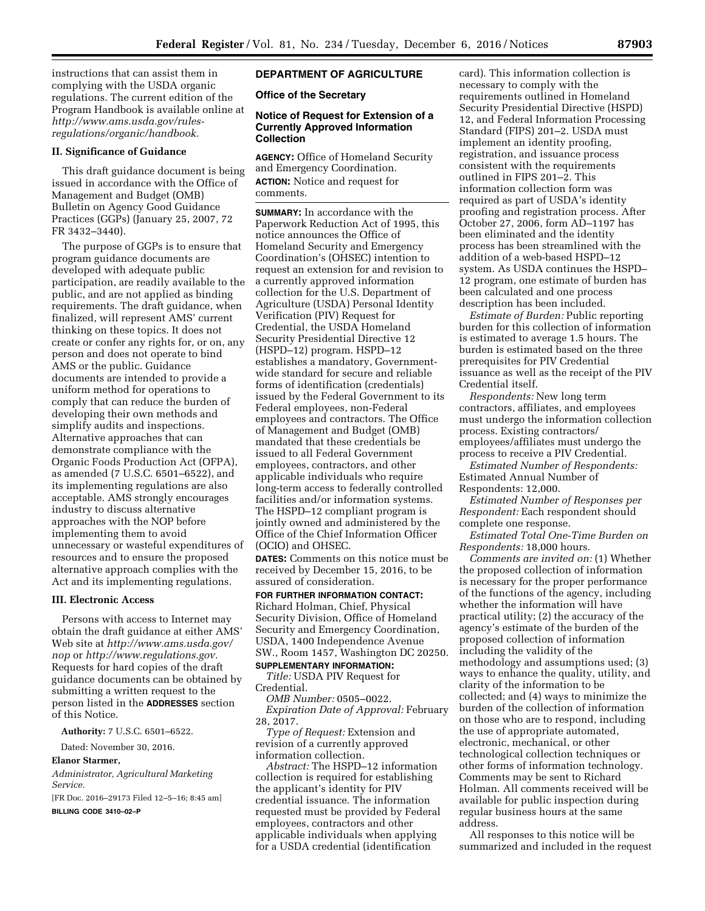instructions that can assist them in complying with the USDA organic regulations. The current edition of the Program Handbook is available online at *http://www.ams.usda.gov/rules-regulations/organic/handbook.*

## II. Significance of Guidance

This draft guidance document is being issued in accordance with the Office of Management and Budget (OMB) Bulletin on Agency Good Guidance Practices (GGPs) (January 25, 2007, 72 FR 3432–3440).

The purpose of GGPs is to ensure that program guidance documents are developed with adequate public participation, are readily available to the public, and are not applied as binding requirements. The draft guidance, when finalized, will represent AMS' current thinking on these topics. It does not create or confer any rights for, or on, any person and does not operate to bind AMS or the public. Guidance documents are intended to provide a uniform method for operations to comply that can reduce the burden of developing their own methods and simplify audits and inspections. Alternative approaches that can demonstrate compliance with the Organic Foods Production Act (OFPA), as amended (7 U.S.C. 6501–6522), and its implementing regulations are also acceptable. AMS strongly encourages industry to discuss alternative approaches with the NOP before implementing them to avoid unnecessary or wasteful expenditures of resources and to ensure the proposed alternative approach complies with the Act and its implementing regulations.

## III. Electronic Access

Persons with access to Internet may obtain the draft guidance at either AMS' Web site at *http://www.ams.usda.gov/nop* or *http://www.regulations.gov.* Requests for hard copies of the draft guidance documents can be obtained by submitting a written request to the person listed in the **ADDRESSES** section of this Notice.

**Authority:** 7 U.S.C. 6501–6522.

Dated: November 30, 2016.

**Elanor Starmer,**

*Administrator, Agricultural Marketing Service.*

[FR Doc. 2016–29173 Filed 12–5–16; 8:45 am]

**BILLING CODE 3410–02–P**

# DEPARTMENT OF AGRICULTURE

## Office of the Secretary

## Notice of Request for Extension of a Currently Approved Information Collection

**AGENCY:** Office of Homeland Security and Emergency Coordination.

**ACTION:** Notice and request for comments.

**SUMMARY:** In accordance with the Paperwork Reduction Act of 1995, this notice announces the Office of Homeland Security and Emergency Coordination's (OHSEC) intention to request an extension for and revision to a currently approved information collection for the U.S. Department of Agriculture (USDA) Personal Identity Verification (PIV) Request for Credential, the USDA Homeland Security Presidential Directive 12 (HSPD–12) program. HSPD–12 establishes a mandatory, Government-wide standard for secure and reliable forms of identification (credentials) issued by the Federal Government to its Federal employees, non-Federal employees and contractors. The Office of Management and Budget (OMB) mandated that these credentials be issued to all Federal Government employees, contractors, and other applicable individuals who require long-term access to federally controlled facilities and/or information systems. The HSPD–12 compliant program is jointly owned and administered by the Office of the Chief Information Officer (OCIO) and OHSEC.

**DATES:** Comments on this notice must be received by December 15, 2016, to be assured of consideration.

**FOR FURTHER INFORMATION CONTACT:** Richard Holman, Chief, Physical Security Division, Office of Homeland Security and Emergency Coordination, USDA, 1400 Independence Avenue SW., Room 1457, Washington DC 20250.

**SUPPLEMENTARY INFORMATION:**

*Title:* USDA PIV Request for Credential.

*OMB Number:* 0505–0022.

*Expiration Date of Approval:* February 28, 2017.

*Type of Request:* Extension and revision of a currently approved information collection.

*Abstract:* The HSPD–12 information collection is required for establishing the applicant's identity for PIV credential issuance. The information requested must be provided by Federal employees, contractors and other applicable individuals when applying for a USDA credential (identification card). This information collection is necessary to comply with the requirements outlined in Homeland Security Presidential Directive (HSPD) 12, and Federal Information Processing Standard (FIPS) 201–2. USDA must implement an identity proofing, registration, and issuance process consistent with the requirements outlined in FIPS 201–2. This information collection form was required as part of USDA's identity proofing and registration process. After October 27, 2006, form AD–1197 has been eliminated and the identity process has been streamlined with the addition of a web-based HSPD–12 system. As USDA continues the HSPD–12 program, one estimate of burden has been calculated and one process description has been included.

*Estimate of Burden:* Public reporting burden for this collection of information is estimated to average 1.5 hours. The burden is estimated based on the three prerequisites for PIV Credential issuance as well as the receipt of the PIV Credential itself.

*Respondents:* New long term contractors, affiliates, and employees must undergo the information collection process. Existing contractors/employees/affiliates must undergo the process to receive a PIV Credential.

*Estimated Number of Respondents:* Estimated Annual Number of Respondents: 12,000.

*Estimated Number of Responses per Respondent:* Each respondent should complete one response.

*Estimated Total One-Time Burden on Respondents:* 18,000 hours.

*Comments are invited on:* (1) Whether the proposed collection of information is necessary for the proper performance of the functions of the agency, including whether the information will have practical utility; (2) the accuracy of the agency's estimate of the burden of the proposed collection of information including the validity of the methodology and assumptions used; (3) ways to enhance the quality, utility, and clarity of the information to be collected; and (4) ways to minimize the burden of the collection of information on those who are to respond, including the use of appropriate automated, electronic, mechanical, or other technological collection techniques or other forms of information technology. Comments may be sent to Richard Holman. All comments received will be available for public inspection during regular business hours at the same address.

All responses to this notice will be summarized and included in the request